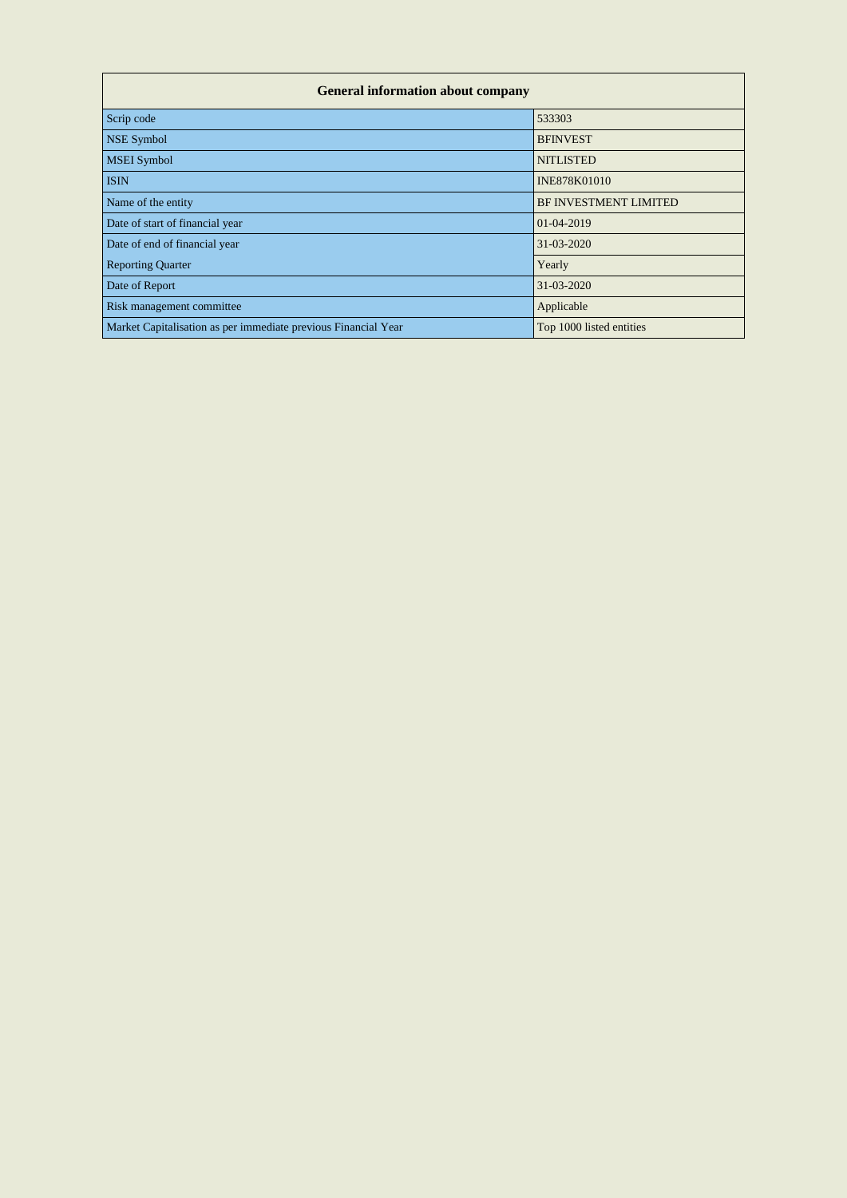| General information about company | |
|---|---|
| Scrip code | 533303 |
| NSE Symbol | BFINVEST |
| MSEI Symbol | NITLISTED |
| ISIN | INE878K01010 |
| Name of the entity | BF INVESTMENT LIMITED |
| Date of start of financial year | 01-04-2019 |
| Date of end of financial year | 31-03-2020 |
| Reporting Quarter | Yearly |
| Date of Report | 31-03-2020 |
| Risk management committee | Applicable |
| Market Capitalisation as per immediate previous Financial Year | Top 1000 listed entities |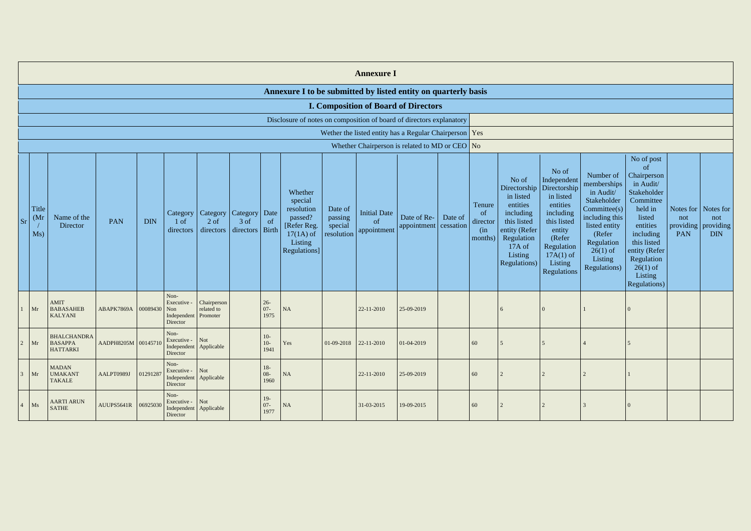# Annexure I

## Annexure I to be submitted by listed entity on quarterly basis

### I. Composition of Board of Directors

| | |
|---|---|
| Disclosure of notes on composition of board of directors explanatory | |
| Wether the listed entity has a Regular Chairperson | Yes |
| Whether Chairperson is related to MD or CEO | No |

| Sr | Title (Mr / Ms) | Name of the Director | PAN | DIN | Category 1 of directors | Category 2 of directors | Category 3 of directors | Date of Birth | Whether special resolution passed? [Refer Reg. 17(1A) of Listing Regulations] | Date of passing special resolution | Initial Date of appointment | Date of Re-appointment | Date of cessation | Tenure of director (in months) | No of Directorship in listed entities including this listed entity (Refer Regulation 17A of Listing Regulations) | No of Independent Directorship in listed entities including this listed entity (Refer Regulation 17A(1) of Listing Regulations | Number of memberships in Audit/ Stakeholder Committee(s) including this listed entity (Refer Regulation 26(1) of Listing Regulations) | No of post of Chairperson in Audit/ Stakeholder Committee held in listed entities including this listed entity (Refer Regulation 26(1) of Listing Regulations) | Notes for not providing PAN | Notes for not providing DIN |
|---|---|---|---|---|---|---|---|---|---|---|---|---|---|---|---|---|---|---|---|---|
| 1 | Mr | AMIT BABASAHEB KALYANI | ABAPK7869A | 00089430 | Non-Executive - Non Independent Director | Chairperson related to Promoter | | 26-07-1975 | NA | | 22-11-2010 | 25-09-2019 | | | 6 | 0 | 1 | 0 | | |
| 2 | Mr | BHALCHANDRA BASAPPA HATTARKI | AADPH8205M | 00145710 | Non-Executive - Independent Director | Not Applicable | | 10-10-1941 | Yes | 01-09-2018 | 22-11-2010 | 01-04-2019 | | 60 | 5 | 5 | 4 | 5 | | |
| 3 | Mr | MADAN UMAKANT TAKALE | AALPT0989J | 01291287 | Non-Executive - Independent Director | Not Applicable | | 18-08-1960 | NA | | 22-11-2010 | 25-09-2019 | | 60 | 2 | 2 | 2 | 1 | | |
| 4 | Ms | AARTI ARUN SATHE | AUUPS5641R | 06925030 | Non-Executive - Independent Director | Not Applicable | | 19-07-1977 | NA | | 31-03-2015 | 19-09-2015 | | 60 | 2 | 2 | 3 | 0 | | |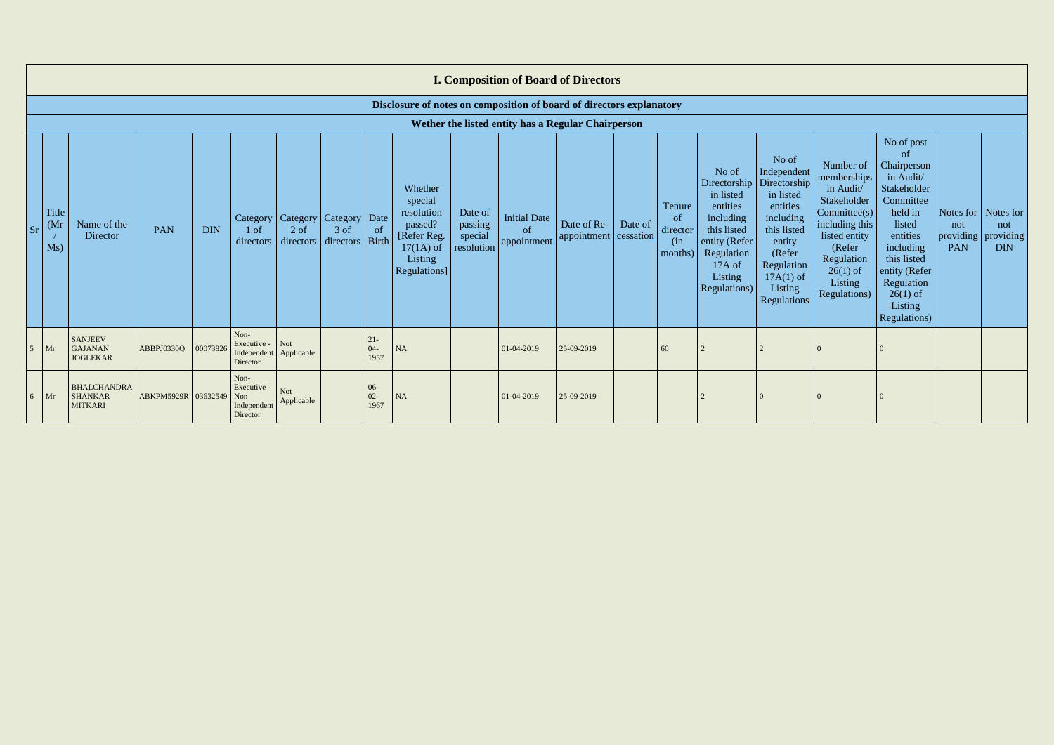## I. Composition of Board of Directors

### Disclosure of notes on composition of board of directors explanatory

### Wether the listed entity has a Regular Chairperson

| Sr | Title (Mr / Ms) | Name of the Director | PAN | DIN | Category 1 of directors | Category 2 of directors | Category 3 of directors | Date of Birth | Whether special resolution passed? [Refer Reg. 17(1A) of Listing Regulations] | Date of passing special resolution | Initial Date of appointment | Date of Re-appointment | Date of cessation | Tenure of director (in months) | No of Directorship in listed entities including this listed entity (Refer Regulation 17A of Listing Regulations) | No of Independent Directorship in listed entities including this listed entity (Refer Regulation 17A(1) of Listing Regulations | Number of memberships in Audit/ Stakeholder Committee(s) including this listed entity (Refer Regulation 26(1) of Listing Regulations) | No of post of Chairperson in Audit/ Stakeholder Committee held in listed entities including this listed entity (Refer Regulation 26(1) of Listing Regulations) | Notes for not providing PAN | Notes for not providing DIN |
|---|---|---|---|---|---|---|---|---|---|---|---|---|---|---|---|---|---|---|---|---|
| 5 | Mr | SANJEEV GAJANAN JOGLEKAR | ABBPJ0330Q | 00073826 | Non-Executive - Independent Director | Not Applicable | | 21-04-1957 | NA | | 01-04-2019 | 25-09-2019 | | 60 | 2 | 2 | 0 | 0 | | |
| 6 | Mr | BHALCHANDRA SHANKAR MITKARI | ABKPM5929R | 03632549 | Non-Executive - Non Independent Director | Not Applicable | | 06-02-1967 | NA | | 01-04-2019 | 25-09-2019 | | | 2 | 0 | 0 | 0 | | |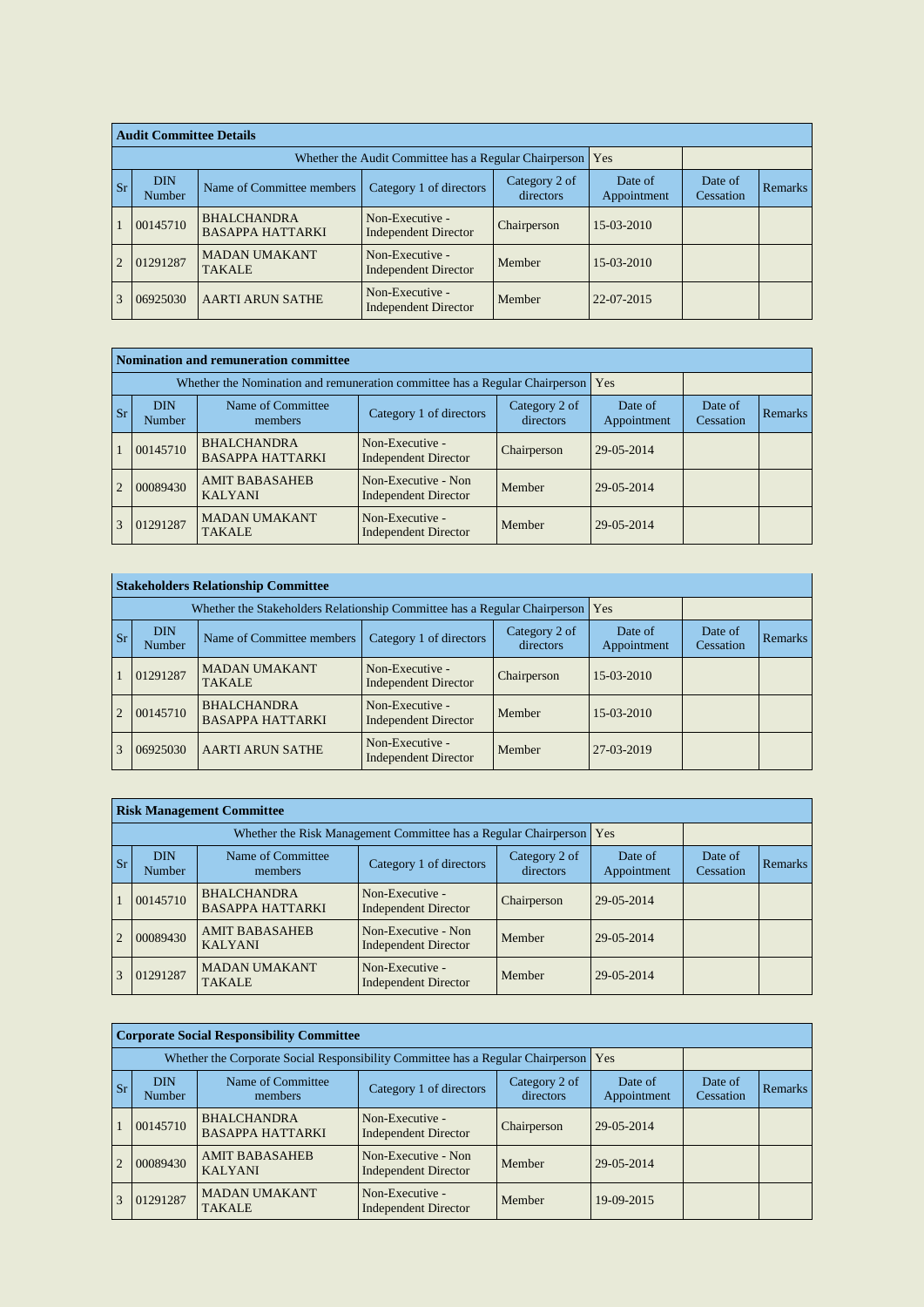### Audit Committee Details

Whether the Audit Committee has a Regular Chairperson: Yes

| Sr | DIN Number | Name of Committee members | Category 1 of directors | Category 2 of directors | Date of Appointment | Date of Cessation | Remarks |
|---|---|---|---|---|---|---|---|
| 1 | 00145710 | BHALCHANDRA BASAPPA HATTARKI | Non-Executive - Independent Director | Chairperson | 15-03-2010 | | |
| 2 | 01291287 | MADAN UMAKANT TAKALE | Non-Executive - Independent Director | Member | 15-03-2010 | | |
| 3 | 06925030 | AARTI ARUN SATHE | Non-Executive - Independent Director | Member | 22-07-2015 | | |

### Nomination and remuneration committee

Whether the Nomination and remuneration committee has a Regular Chairperson: Yes

| Sr | DIN Number | Name of Committee members | Category 1 of directors | Category 2 of directors | Date of Appointment | Date of Cessation | Remarks |
|---|---|---|---|---|---|---|---|
| 1 | 00145710 | BHALCHANDRA BASAPPA HATTARKI | Non-Executive - Independent Director | Chairperson | 29-05-2014 | | |
| 2 | 00089430 | AMIT BABASAHEB KALYANI | Non-Executive - Non Independent Director | Member | 29-05-2014 | | |
| 3 | 01291287 | MADAN UMAKANT TAKALE | Non-Executive - Independent Director | Member | 29-05-2014 | | |

### Stakeholders Relationship Committee

Whether the Stakeholders Relationship Committee has a Regular Chairperson: Yes

| Sr | DIN Number | Name of Committee members | Category 1 of directors | Category 2 of directors | Date of Appointment | Date of Cessation | Remarks |
|---|---|---|---|---|---|---|---|
| 1 | 01291287 | MADAN UMAKANT TAKALE | Non-Executive - Independent Director | Chairperson | 15-03-2010 | | |
| 2 | 00145710 | BHALCHANDRA BASAPPA HATTARKI | Non-Executive - Independent Director | Member | 15-03-2010 | | |
| 3 | 06925030 | AARTI ARUN SATHE | Non-Executive - Independent Director | Member | 27-03-2019 | | |

### Risk Management Committee

Whether the Risk Management Committee has a Regular Chairperson: Yes

| Sr | DIN Number | Name of Committee members | Category 1 of directors | Category 2 of directors | Date of Appointment | Date of Cessation | Remarks |
|---|---|---|---|---|---|---|---|
| 1 | 00145710 | BHALCHANDRA BASAPPA HATTARKI | Non-Executive - Independent Director | Chairperson | 29-05-2014 | | |
| 2 | 00089430 | AMIT BABASAHEB KALYANI | Non-Executive - Non Independent Director | Member | 29-05-2014 | | |
| 3 | 01291287 | MADAN UMAKANT TAKALE | Non-Executive - Independent Director | Member | 29-05-2014 | | |

### Corporate Social Responsibility Committee

Whether the Corporate Social Responsibility Committee has a Regular Chairperson: Yes

| Sr | DIN Number | Name of Committee members | Category 1 of directors | Category 2 of directors | Date of Appointment | Date of Cessation | Remarks |
|---|---|---|---|---|---|---|---|
| 1 | 00145710 | BHALCHANDRA BASAPPA HATTARKI | Non-Executive - Independent Director | Chairperson | 29-05-2014 | | |
| 2 | 00089430 | AMIT BABASAHEB KALYANI | Non-Executive - Non Independent Director | Member | 29-05-2014 | | |
| 3 | 01291287 | MADAN UMAKANT TAKALE | Non-Executive - Independent Director | Member | 19-09-2015 | | |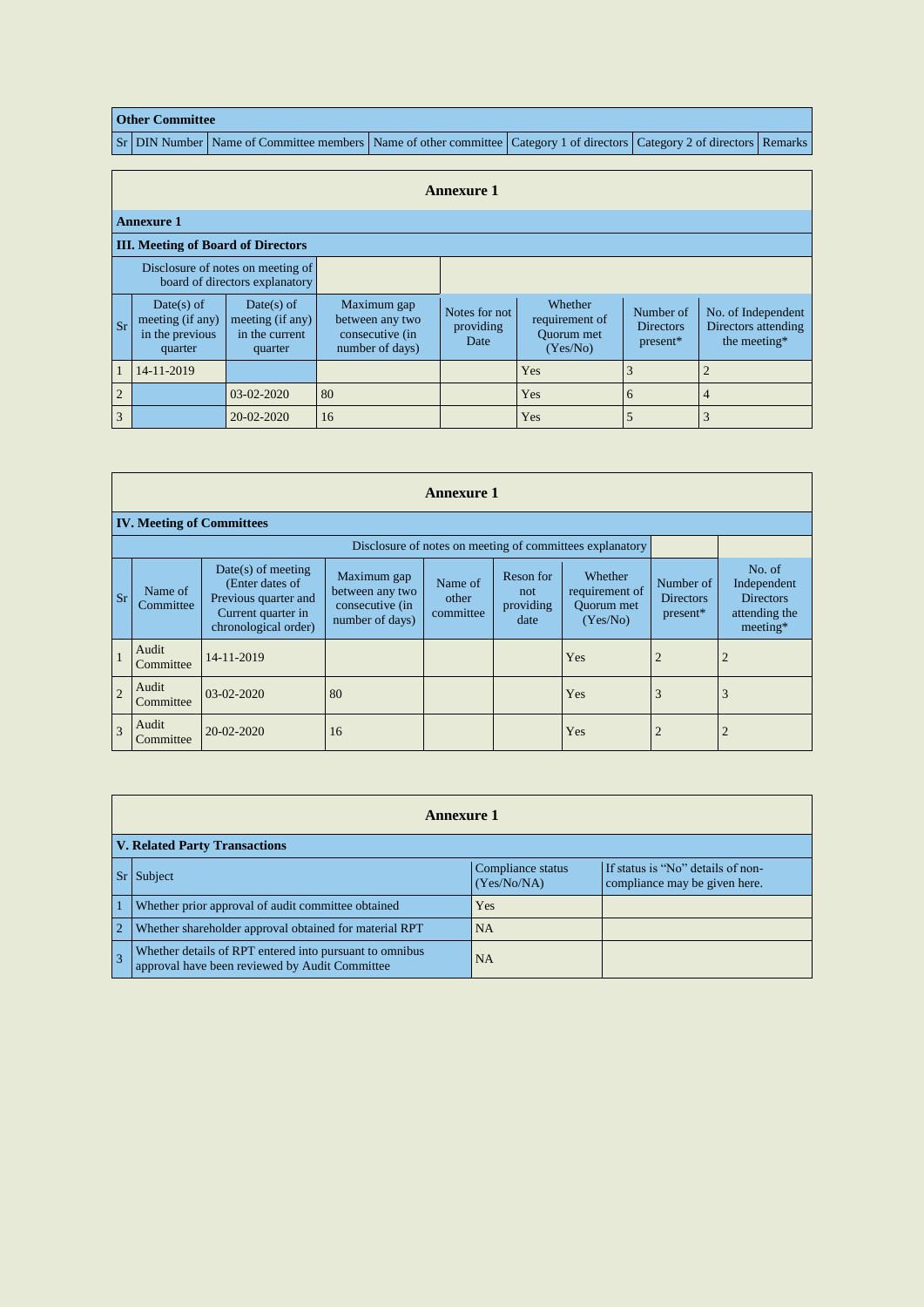| Other Committee | | | | | | |
|---|---|---|---|---|---|---|
| Sr | DIN Number | Name of Committee members | Name of other committee | Category 1 of directors | Category 2 of directors | Remarks |

## Annexure 1

| Annexure 1 | | | | | | | |
|---|---|---|---|---|---|---|---|
| **III. Meeting of Board of Directors** | | | | | | | |
| Disclosure of notes on meeting of board of directors explanatory | | | | | | | |
| Sr | Date(s) of meeting (if any) in the previous quarter | Date(s) of meeting (if any) in the current quarter | Maximum gap between any two consecutive (in number of days) | Notes for not providing Date | Whether requirement of Quorum met (Yes/No) | Number of Directors present* | No. of Independent Directors attending the meeting* |
| 1 | 14-11-2019 | | | | Yes | 3 | 2 |
| 2 | | 03-02-2020 | 80 | | Yes | 6 | 4 |
| 3 | | 20-02-2020 | 16 | | Yes | 5 | 3 |

## Annexure 1

| IV. Meeting of Committees | | | | | | | | |
|---|---|---|---|---|---|---|---|---|
| Disclosure of notes on meeting of committees explanatory | | | | | | | | |
| Sr | Name of Committee | Date(s) of meeting (Enter dates of Previous quarter and Current quarter in chronological order) | Maximum gap between any two consecutive (in number of days) | Name of other committee | Reson for not providing date | Whether requirement of Quorum met (Yes/No) | Number of Directors present* | No. of Independent Directors attending the meeting* |
| 1 | Audit Committee | 14-11-2019 | | | | Yes | 2 | 2 |
| 2 | Audit Committee | 03-02-2020 | 80 | | | Yes | 3 | 3 |
| 3 | Audit Committee | 20-02-2020 | 16 | | | Yes | 2 | 2 |

## Annexure 1

| V. Related Party Transactions | | | |
|---|---|---|---|
| Sr | Subject | Compliance status (Yes/No/NA) | If status is "No" details of non-compliance may be given here. |
| 1 | Whether prior approval of audit committee obtained | Yes | |
| 2 | Whether shareholder approval obtained for material RPT | NA | |
| 3 | Whether details of RPT entered into pursuant to omnibus approval have been reviewed by Audit Committee | NA | |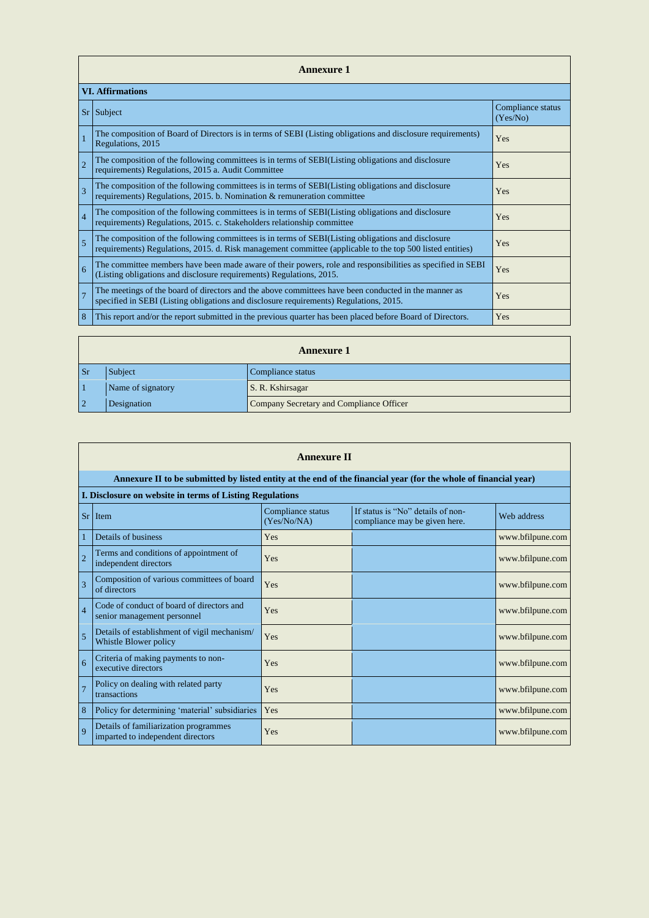## Annexure 1

**VI. Affirmations**

| Sr | Subject | Compliance status (Yes/No) |
|---|---|---|
| 1 | The composition of Board of Directors is in terms of SEBI (Listing obligations and disclosure requirements) Regulations, 2015 | Yes |
| 2 | The composition of the following committees is in terms of SEBI(Listing obligations and disclosure requirements) Regulations, 2015 a. Audit Committee | Yes |
| 3 | The composition of the following committees is in terms of SEBI(Listing obligations and disclosure requirements) Regulations, 2015. b. Nomination & remuneration committee | Yes |
| 4 | The composition of the following committees is in terms of SEBI(Listing obligations and disclosure requirements) Regulations, 2015. c. Stakeholders relationship committee | Yes |
| 5 | The composition of the following committees is in terms of SEBI(Listing obligations and disclosure requirements) Regulations, 2015. d. Risk management committee (applicable to the top 500 listed entities) | Yes |
| 6 | The committee members have been made aware of their powers, role and responsibilities as specified in SEBI (Listing obligations and disclosure requirements) Regulations, 2015. | Yes |
| 7 | The meetings of the board of directors and the above committees have been conducted in the manner as specified in SEBI (Listing obligations and disclosure requirements) Regulations, 2015. | Yes |
| 8 | This report and/or the report submitted in the previous quarter has been placed before Board of Directors. | Yes |

## Annexure 1

| Sr | Subject | Compliance status |
|---|---|---|
| 1 | Name of signatory | S. R. Kshirsagar |
| 2 | Designation | Company Secretary and Compliance Officer |

## Annexure II

**Annexure II to be submitted by listed entity at the end of the financial year (for the whole of financial year)**

**I. Disclosure on website in terms of Listing Regulations**

| Sr | Item | Compliance status (Yes/No/NA) | If status is "No" details of non-compliance may be given here. | Web address |
|---|---|---|---|---|
| 1 | Details of business | Yes | | www.bfilpune.com |
| 2 | Terms and conditions of appointment of independent directors | Yes | | www.bfilpune.com |
| 3 | Composition of various committees of board of directors | Yes | | www.bfilpune.com |
| 4 | Code of conduct of board of directors and senior management personnel | Yes | | www.bfilpune.com |
| 5 | Details of establishment of vigil mechanism/ Whistle Blower policy | Yes | | www.bfilpune.com |
| 6 | Criteria of making payments to non-executive directors | Yes | | www.bfilpune.com |
| 7 | Policy on dealing with related party transactions | Yes | | www.bfilpune.com |
| 8 | Policy for determining 'material' subsidiaries | Yes | | www.bfilpune.com |
| 9 | Details of familiarization programmes imparted to independent directors | Yes | | www.bfilpune.com |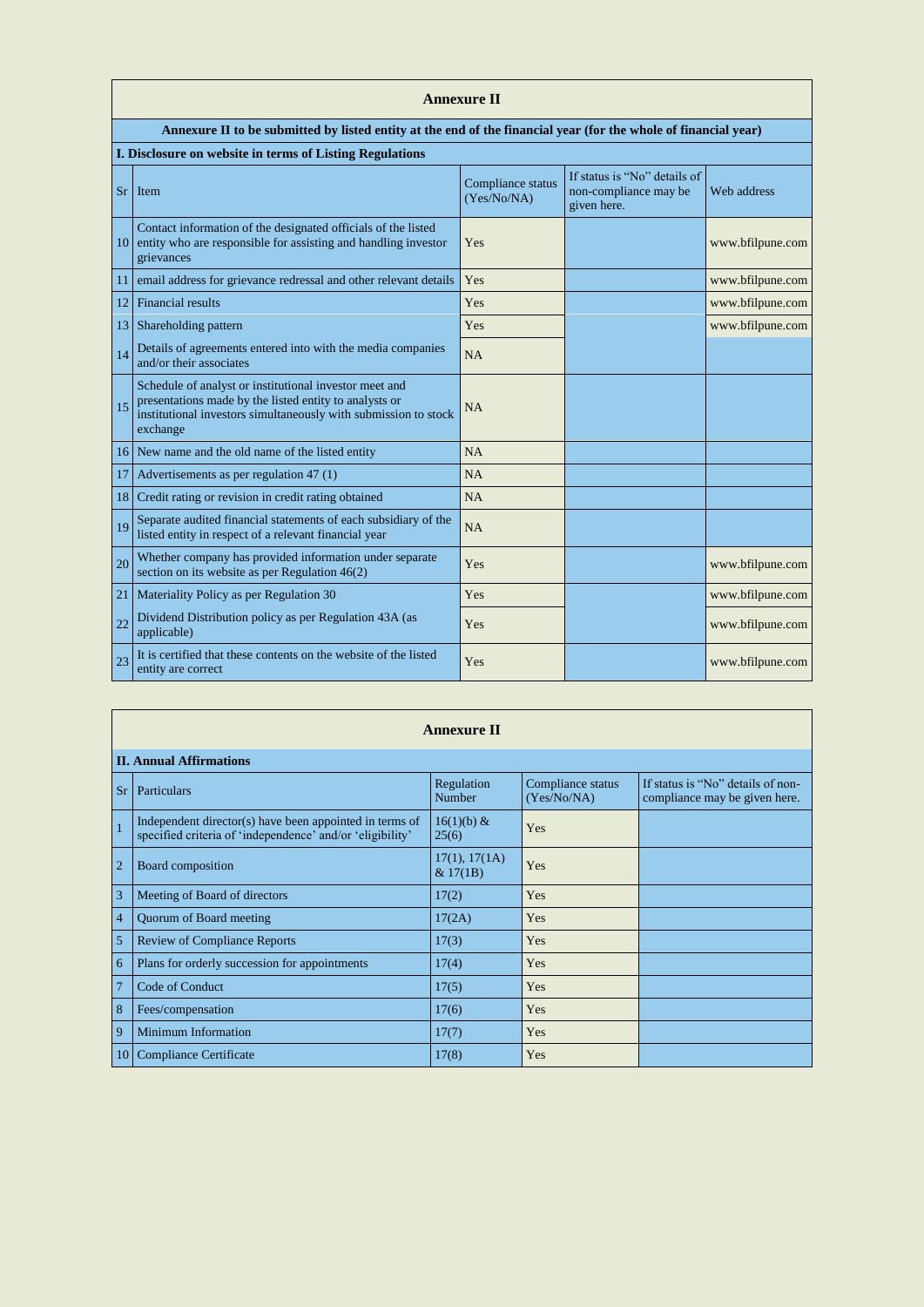## Annexure II

**Annexure II to be submitted by listed entity at the end of the financial year (for the whole of financial year)**

**I. Disclosure on website in terms of Listing Regulations**

| Sr | Item | Compliance status (Yes/No/NA) | If status is "No" details of non-compliance may be given here. | Web address |
|---|---|---|---|---|
| 10 | Contact information of the designated officials of the listed entity who are responsible for assisting and handling investor grievances | Yes | | www.bfilpune.com |
| 11 | email address for grievance redressal and other relevant details | Yes | | www.bfilpune.com |
| 12 | Financial results | Yes | | www.bfilpune.com |
| 13 | Shareholding pattern | Yes | | www.bfilpune.com |
| 14 | Details of agreements entered into with the media companies and/or their associates | NA | | |
| 15 | Schedule of analyst or institutional investor meet and presentations made by the listed entity to analysts or institutional investors simultaneously with submission to stock exchange | NA | | |
| 16 | New name and the old name of the listed entity | NA | | |
| 17 | Advertisements as per regulation 47 (1) | NA | | |
| 18 | Credit rating or revision in credit rating obtained | NA | | |
| 19 | Separate audited financial statements of each subsidiary of the listed entity in respect of a relevant financial year | NA | | |
| 20 | Whether company has provided information under separate section on its website as per Regulation 46(2) | Yes | | www.bfilpune.com |
| 21 | Materiality Policy as per Regulation 30 | Yes | | www.bfilpune.com |
| 22 | Dividend Distribution policy as per Regulation 43A (as applicable) | Yes | | www.bfilpune.com |
| 23 | It is certified that these contents on the website of the listed entity are correct | Yes | | www.bfilpune.com |

## Annexure II

**II. Annual Affirmations**

| Sr | Particulars | Regulation Number | Compliance status (Yes/No/NA) | If status is "No" details of non-compliance may be given here. |
|---|---|---|---|---|
| 1 | Independent director(s) have been appointed in terms of specified criteria of 'independence' and/or 'eligibility' | 16(1)(b) & 25(6) | Yes | |
| 2 | Board composition | 17(1), 17(1A) & 17(1B) | Yes | |
| 3 | Meeting of Board of directors | 17(2) | Yes | |
| 4 | Quorum of Board meeting | 17(2A) | Yes | |
| 5 | Review of Compliance Reports | 17(3) | Yes | |
| 6 | Plans for orderly succession for appointments | 17(4) | Yes | |
| 7 | Code of Conduct | 17(5) | Yes | |
| 8 | Fees/compensation | 17(6) | Yes | |
| 9 | Minimum Information | 17(7) | Yes | |
| 10 | Compliance Certificate | 17(8) | Yes | |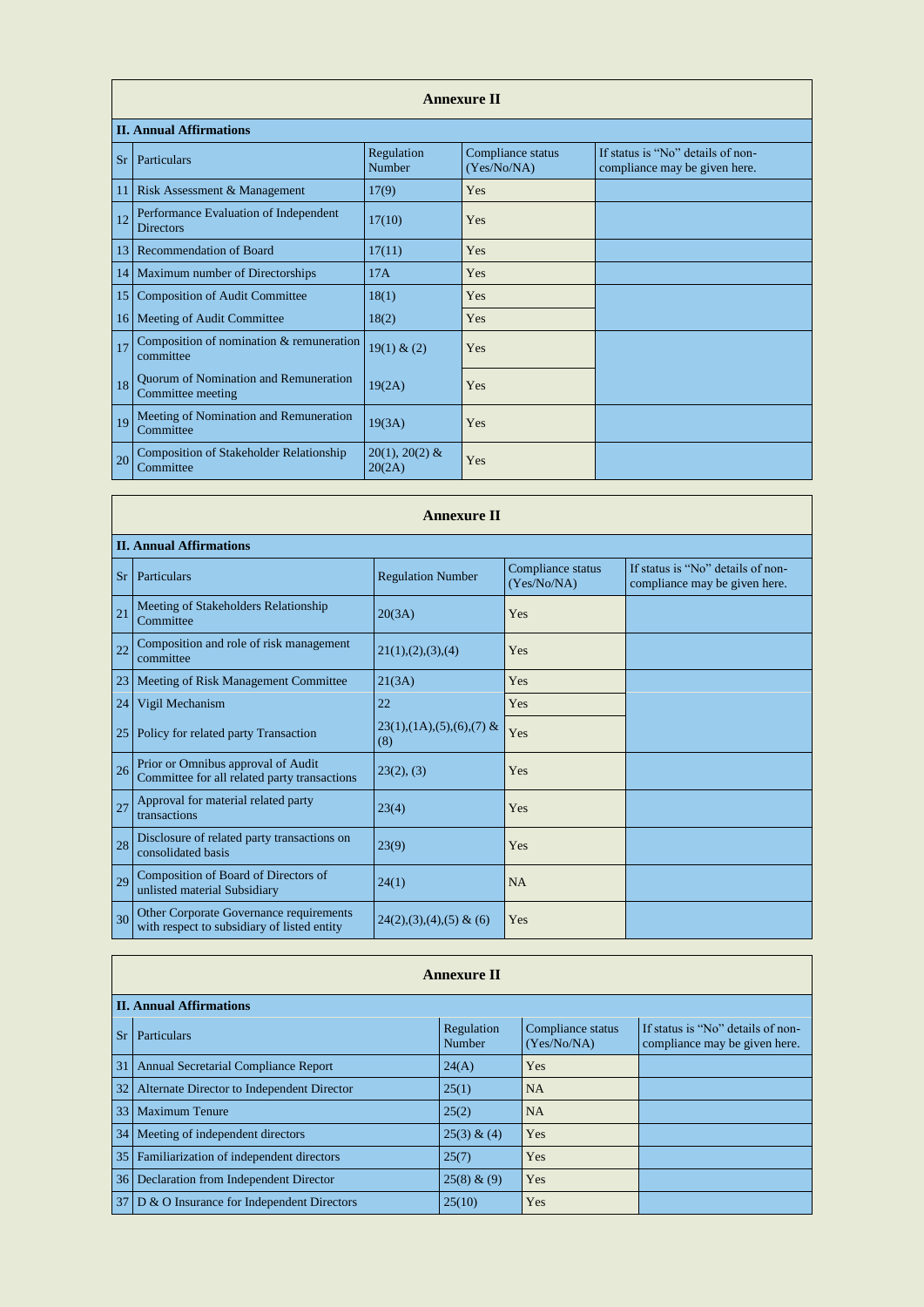## Annexure II

### II. Annual Affirmations

| Sr | Particulars | Regulation Number | Compliance status (Yes/No/NA) | If status is "No" details of non-compliance may be given here. |
|---|---|---|---|---|
| 11 | Risk Assessment & Management | 17(9) | Yes | |
| 12 | Performance Evaluation of Independent Directors | 17(10) | Yes | |
| 13 | Recommendation of Board | 17(11) | Yes | |
| 14 | Maximum number of Directorships | 17A | Yes | |
| 15 | Composition of Audit Committee | 18(1) | Yes | |
| 16 | Meeting of Audit Committee | 18(2) | Yes | |
| 17 | Composition of nomination & remuneration committee | 19(1) & (2) | Yes | |
| 18 | Quorum of Nomination and Remuneration Committee meeting | 19(2A) | Yes | |
| 19 | Meeting of Nomination and Remuneration Committee | 19(3A) | Yes | |
| 20 | Composition of Stakeholder Relationship Committee | 20(1), 20(2) & 20(2A) | Yes | |

## Annexure II

### II. Annual Affirmations

| Sr | Particulars | Regulation Number | Compliance status (Yes/No/NA) | If status is "No" details of non-compliance may be given here. |
|---|---|---|---|---|
| 21 | Meeting of Stakeholders Relationship Committee | 20(3A) | Yes | |
| 22 | Composition and role of risk management committee | 21(1),(2),(3),(4) | Yes | |
| 23 | Meeting of Risk Management Committee | 21(3A) | Yes | |
| 24 | Vigil Mechanism | 22 | Yes | |
| 25 | Policy for related party Transaction | 23(1),(1A),(5),(6),(7) & (8) | Yes | |
| 26 | Prior or Omnibus approval of Audit Committee for all related party transactions | 23(2), (3) | Yes | |
| 27 | Approval for material related party transactions | 23(4) | Yes | |
| 28 | Disclosure of related party transactions on consolidated basis | 23(9) | Yes | |
| 29 | Composition of Board of Directors of unlisted material Subsidiary | 24(1) | NA | |
| 30 | Other Corporate Governance requirements with respect to subsidiary of listed entity | 24(2),(3),(4),(5) & (6) | Yes | |

## Annexure II

### II. Annual Affirmations

| Sr | Particulars | Regulation Number | Compliance status (Yes/No/NA) | If status is "No" details of non-compliance may be given here. |
|---|---|---|---|---|
| 31 | Annual Secretarial Compliance Report | 24(A) | Yes | |
| 32 | Alternate Director to Independent Director | 25(1) | NA | |
| 33 | Maximum Tenure | 25(2) | NA | |
| 34 | Meeting of independent directors | 25(3) & (4) | Yes | |
| 35 | Familiarization of independent directors | 25(7) | Yes | |
| 36 | Declaration from Independent Director | 25(8) & (9) | Yes | |
| 37 | D & O Insurance for Independent Directors | 25(10) | Yes | |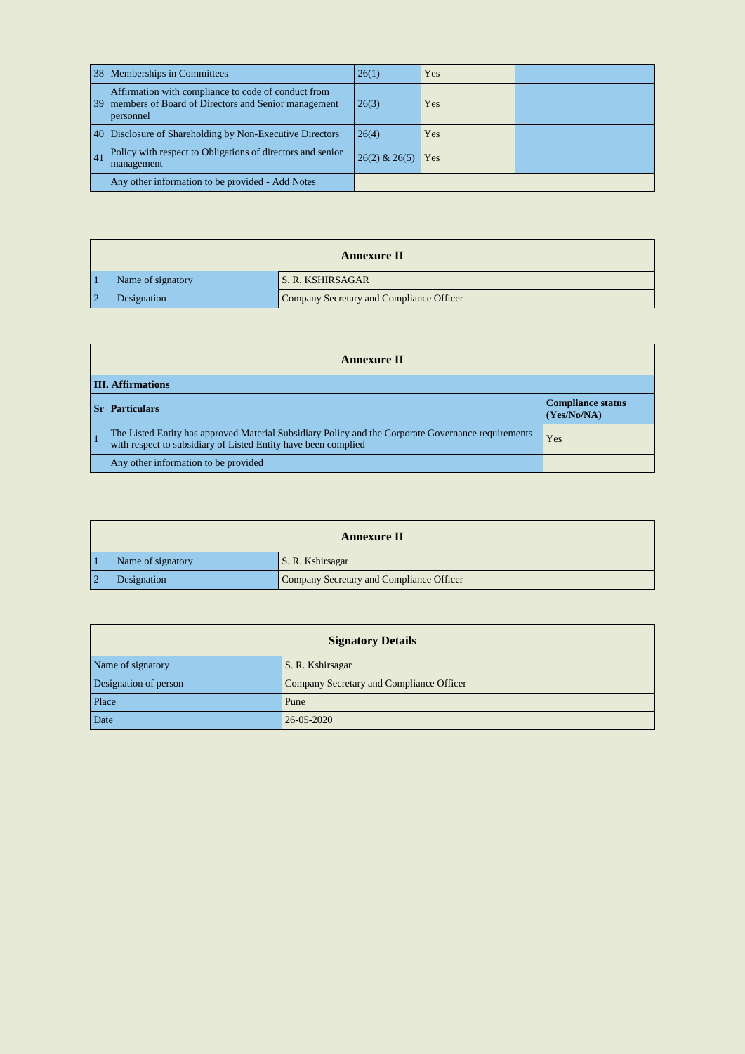| | | | | |
|---|---|---|---|---|
| 38 | Memberships in Committees | 26(1) | Yes | |
| 39 | Affirmation with compliance to code of conduct from members of Board of Directors and Senior management personnel | 26(3) | Yes | |
| 40 | Disclosure of Shareholding by Non-Executive Directors | 26(4) | Yes | |
| 41 | Policy with respect to Obligations of directors and senior management | 26(2) & 26(5) | Yes | |
| | Any other information to be provided - Add Notes | | | |

| Annexure II | | |
|---|---|---|
| 1 | Name of signatory | S. R. KSHIRSAGAR |
| 2 | Designation | Company Secretary and Compliance Officer |

| Annexure II | | |
|---|---|---|
| **III. Affirmations** | | |
| **Sr** | **Particulars** | **Compliance status (Yes/No/NA)** |
| 1 | The Listed Entity has approved Material Subsidiary Policy and the Corporate Governance requirements with respect to subsidiary of Listed Entity have been complied | Yes |
| | Any other information to be provided | |

| Annexure II | | |
|---|---|---|
| 1 | Name of signatory | S. R. Kshirsagar |
| 2 | Designation | Company Secretary and Compliance Officer |

| Signatory Details | |
|---|---|
| Name of signatory | S. R. Kshirsagar |
| Designation of person | Company Secretary and Compliance Officer |
| Place | Pune |
| Date | 26-05-2020 |